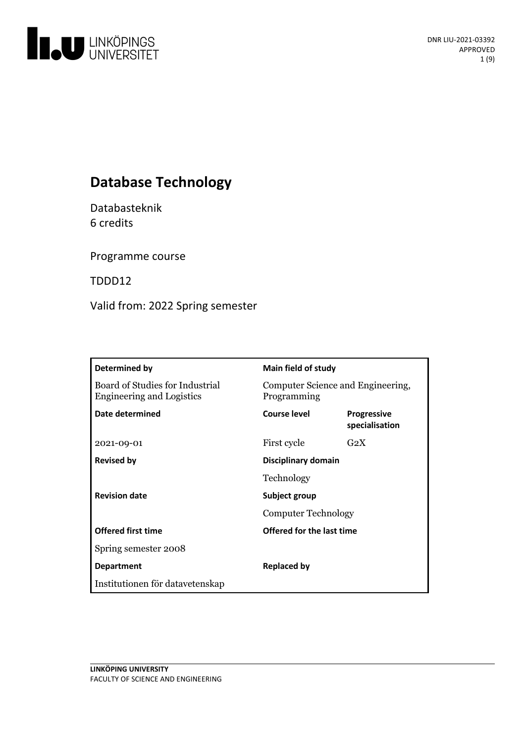# Database Technology

Databasteknik
6 credits

Programme course

TDDD12

Valid from: 2022 Spring semester

| **Determined by** | **Main field of study** | |
|---|---|---|
| Board of Studies for Industrial Engineering and Logistics | Computer Science and Engineering, Programming | |
| **Date determined** | **Course level** | **Progressive specialisation** |
| 2021-09-01 | First cycle | G2X |
| **Revised by** | **Disciplinary domain** | |
| | Technology | |
| **Revision date** | **Subject group** | |
| | Computer Technology | |
| **Offered first time** | **Offered for the last time** | |
| Spring semester 2008 | | |
| **Department** | **Replaced by** | |
| Institutionen för datavetenskap | | |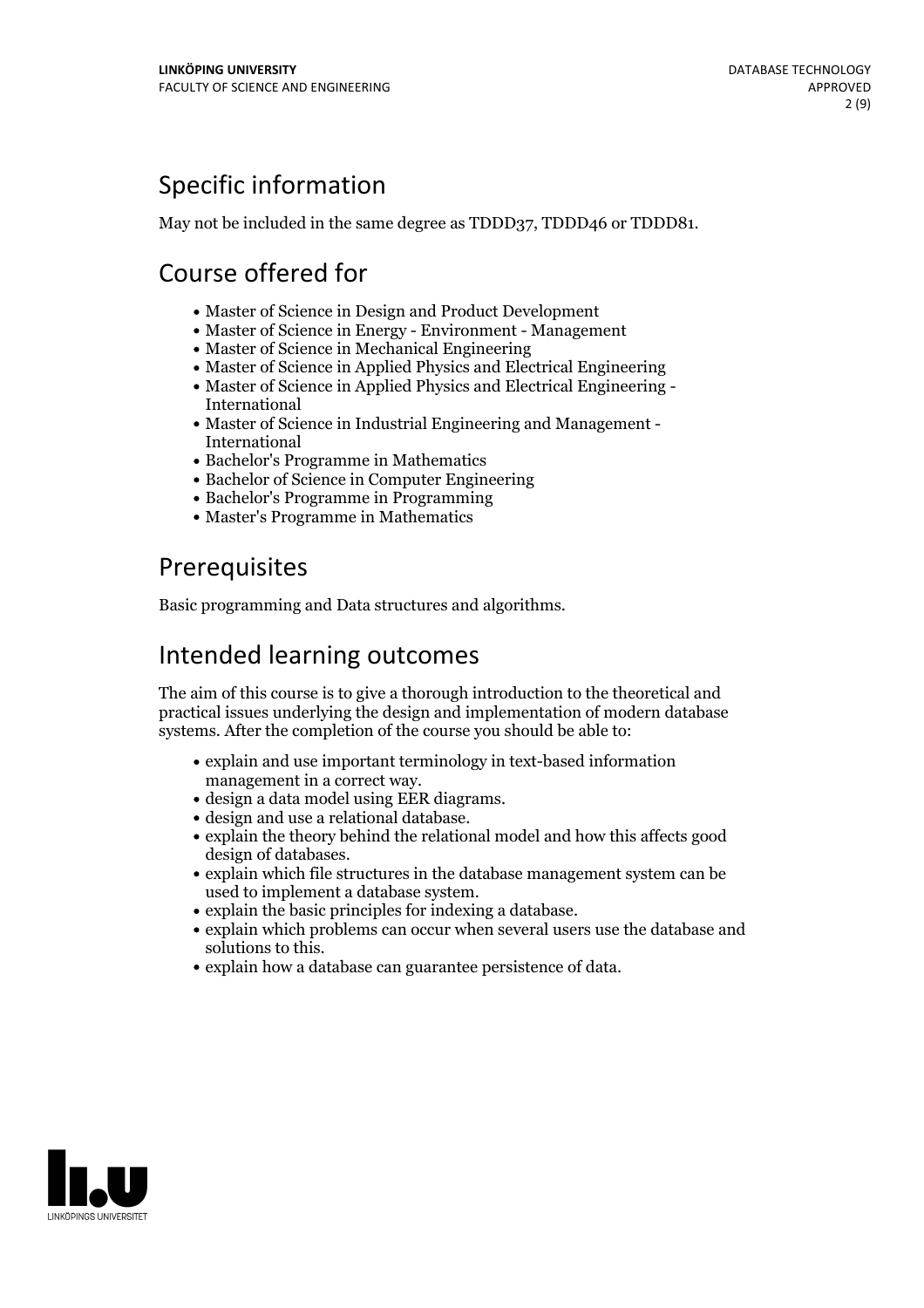## Specific information

May not be included in the same degree as TDDD37, TDDD46 or TDDD81.

## Course offered for

- Master of Science in Design and Product Development
- Master of Science in Energy - Environment - Management
- Master of Science in Mechanical Engineering
- Master of Science in Applied Physics and Electrical Engineering
- Master of Science in Applied Physics and Electrical Engineering - International
- Master of Science in Industrial Engineering and Management - International
- Bachelor's Programme in Mathematics
- Bachelor of Science in Computer Engineering
- Bachelor's Programme in Programming
- Master's Programme in Mathematics

## Prerequisites

Basic programming and Data structures and algorithms.

## Intended learning outcomes

The aim of this course is to give a thorough introduction to the theoretical and practical issues underlying the design and implementation of modern database systems. After the completion of the course you should be able to:

- explain and use important terminology in text-based information management in a correct way.
- design a data model using EER diagrams.
- design and use a relational database.
- explain the theory behind the relational model and how this affects good design of databases.
- explain which file structures in the database management system can be used to implement a database system.
- explain the basic principles for indexing a database.
- explain which problems can occur when several users use the database and solutions to this.
- explain how a database can guarantee persistence of data.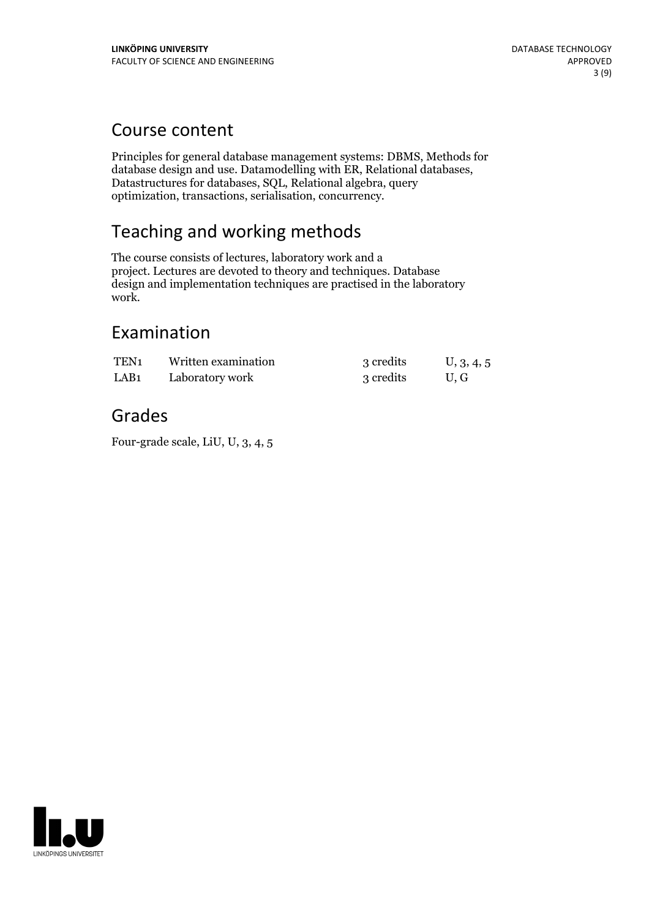## Course content

Principles for general database management systems: DBMS, Methods for database design and use. Datamodelling with ER, Relational databases, Datastructures for databases, SQL, Relational algebra, query optimization, transactions, serialisation, concurrency.

## Teaching and working methods

The course consists of lectures, laboratory work and a project. Lectures are devoted to theory and techniques. Database design and implementation techniques are practised in the laboratory work.

## Examination

| | | | |
|---|---|---|---|
| TEN1 | Written examination | 3 credits | U, 3, 4, 5 |
| LAB1 | Laboratory work | 3 credits | U, G |

## Grades

Four-grade scale, LiU, U, 3, 4, 5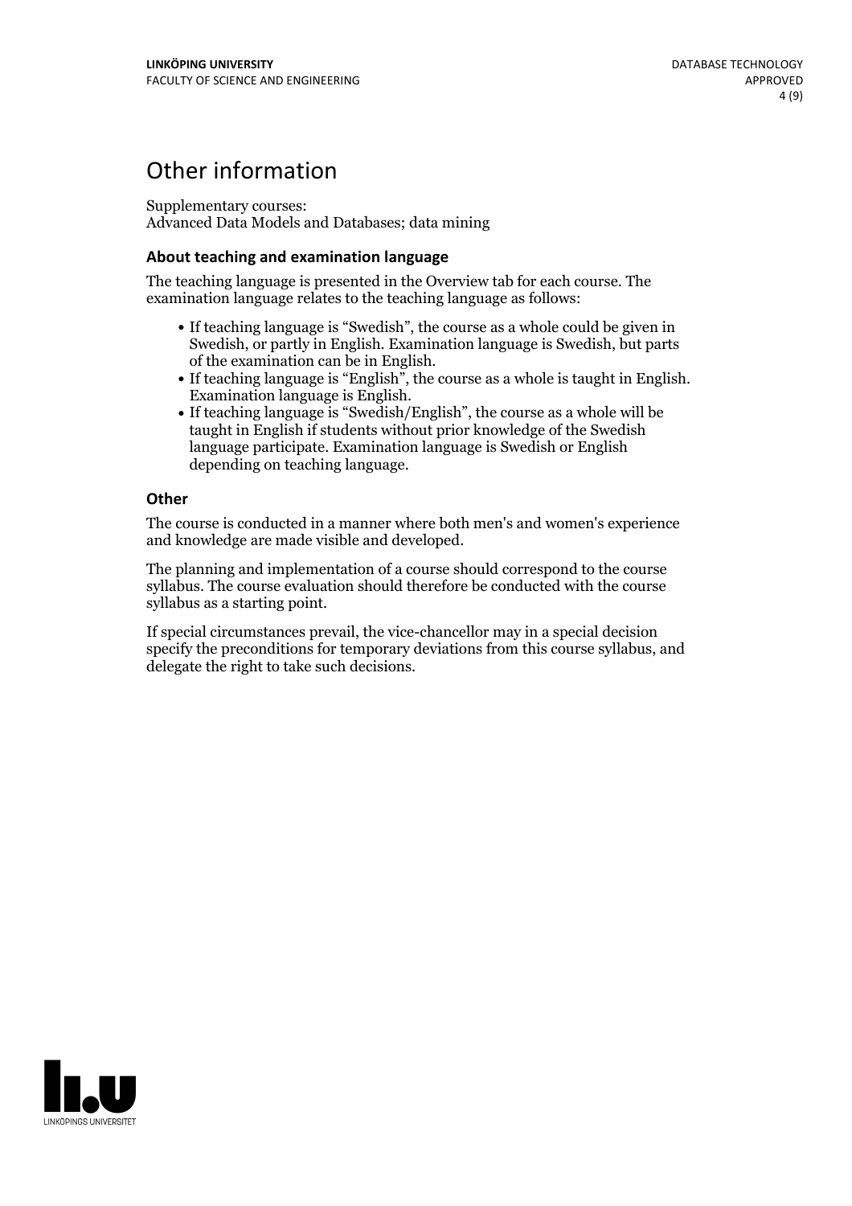# Other information

Supplementary courses:
Advanced Data Models and Databases; data mining

### About teaching and examination language

The teaching language is presented in the Overview tab for each course. The examination language relates to the teaching language as follows:

- If teaching language is "Swedish", the course as a whole could be given in Swedish, or partly in English. Examination language is Swedish, but parts of the examination can be in English.
- If teaching language is "English", the course as a whole is taught in English. Examination language is English.
- If teaching language is "Swedish/English", the course as a whole will be taught in English if students without prior knowledge of the Swedish language participate. Examination language is Swedish or English depending on teaching language.

### Other

The course is conducted in a manner where both men's and women's experience and knowledge are made visible and developed.

The planning and implementation of a course should correspond to the course syllabus. The course evaluation should therefore be conducted with the course syllabus as a starting point.

If special circumstances prevail, the vice-chancellor may in a special decision specify the preconditions for temporary deviations from this course syllabus, and delegate the right to take such decisions.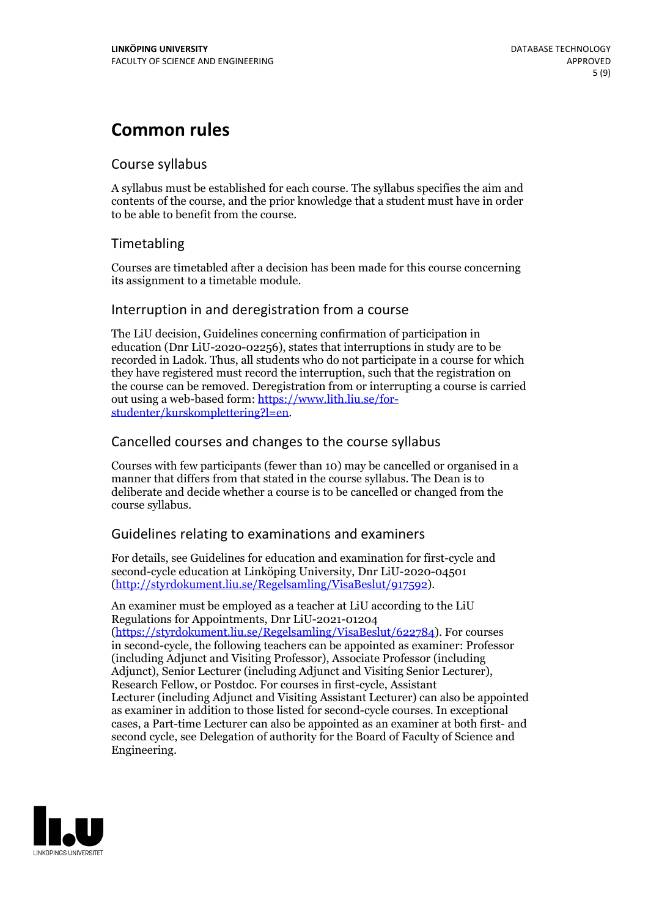# Common rules

## Course syllabus

A syllabus must be established for each course. The syllabus specifies the aim and contents of the course, and the prior knowledge that a student must have in order to be able to benefit from the course.

## Timetabling

Courses are timetabled after a decision has been made for this course concerning its assignment to a timetable module.

## Interruption in and deregistration from a course

The LiU decision, Guidelines concerning confirmation of participation in education (Dnr LiU-2020-02256), states that interruptions in study are to be recorded in Ladok. Thus, all students who do not participate in a course for which they have registered must record the interruption, such that the registration on the course can be removed. Deregistration from or interrupting a course is carried out using a web-based form: [https://www.lith.liu.se/for-studenter/kurskomplettering?l=en](https://www.lith.liu.se/for-studenter/kurskomplettering?l=en).

## Cancelled courses and changes to the course syllabus

Courses with few participants (fewer than 10) may be cancelled or organised in a manner that differs from that stated in the course syllabus. The Dean is to deliberate and decide whether a course is to be cancelled or changed from the course syllabus.

## Guidelines relating to examinations and examiners

For details, see Guidelines for education and examination for first-cycle and second-cycle education at Linköping University, Dnr LiU-2020-04501 ([http://styrdokument.liu.se/Regelsamling/VisaBeslut/917592](http://styrdokument.liu.se/Regelsamling/VisaBeslut/917592)).

An examiner must be employed as a teacher at LiU according to the LiU Regulations for Appointments, Dnr LiU-2021-01204 ([https://styrdokument.liu.se/Regelsamling/VisaBeslut/622784](https://styrdokument.liu.se/Regelsamling/VisaBeslut/622784)). For courses in second-cycle, the following teachers can be appointed as examiner: Professor (including Adjunct and Visiting Professor), Associate Professor (including Adjunct), Senior Lecturer (including Adjunct and Visiting Senior Lecturer), Research Fellow, or Postdoc. For courses in first-cycle, Assistant Lecturer (including Adjunct and Visiting Assistant Lecturer) can also be appointed as examiner in addition to those listed for second-cycle courses. In exceptional cases, a Part-time Lecturer can also be appointed as an examiner at both first- and second cycle, see Delegation of authority for the Board of Faculty of Science and Engineering.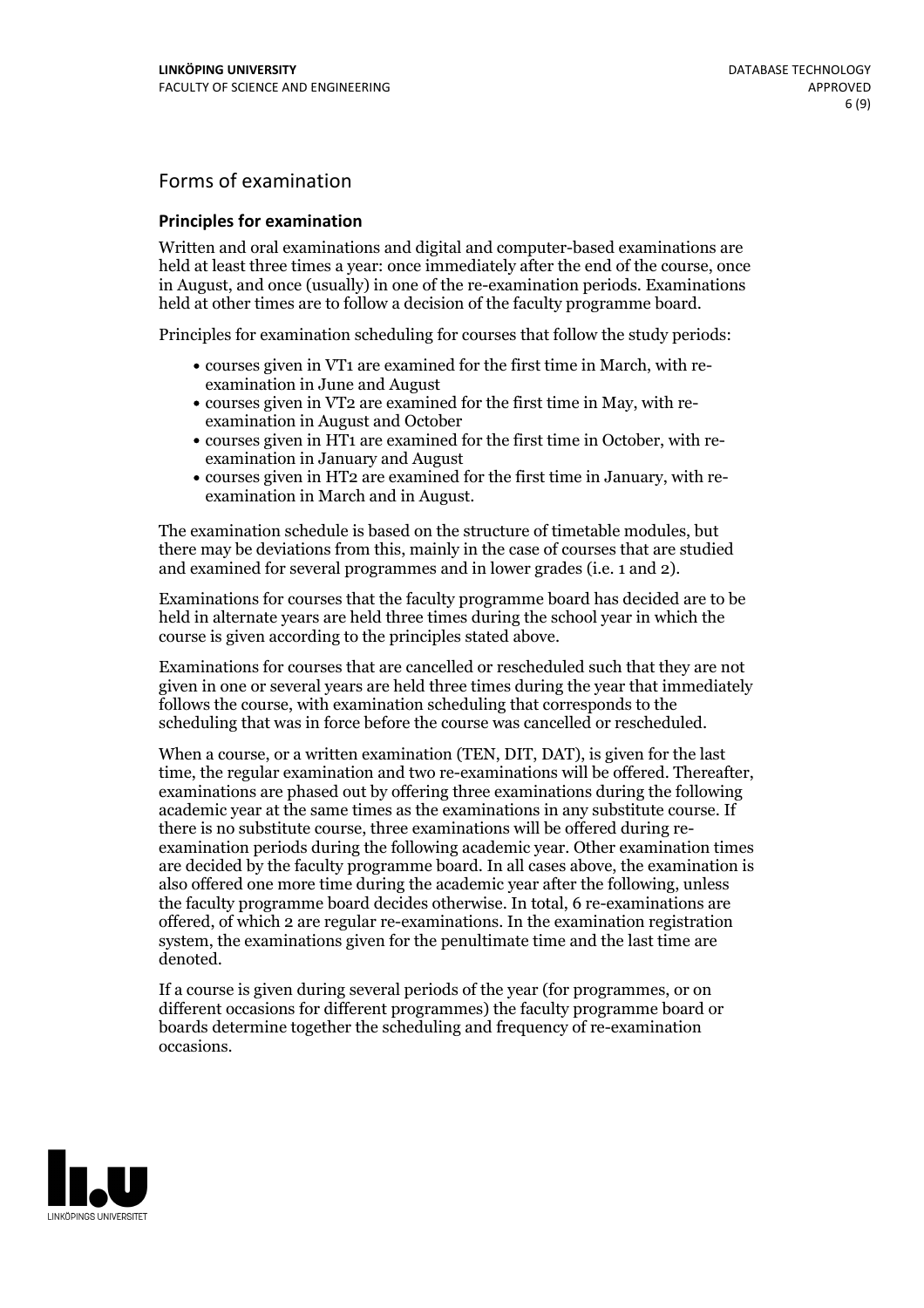## Forms of examination

### Principles for examination

Written and oral examinations and digital and computer-based examinations are held at least three times a year: once immediately after the end of the course, once in August, and once (usually) in one of the re-examination periods. Examinations held at other times are to follow a decision of the faculty programme board.

Principles for examination scheduling for courses that follow the study periods:

- courses given in VT1 are examined for the first time in March, with re-examination in June and August
- courses given in VT2 are examined for the first time in May, with re-examination in August and October
- courses given in HT1 are examined for the first time in October, with re-examination in January and August
- courses given in HT2 are examined for the first time in January, with re-examination in March and in August.

The examination schedule is based on the structure of timetable modules, but there may be deviations from this, mainly in the case of courses that are studied and examined for several programmes and in lower grades (i.e. 1 and 2).

Examinations for courses that the faculty programme board has decided are to be held in alternate years are held three times during the school year in which the course is given according to the principles stated above.

Examinations for courses that are cancelled or rescheduled such that they are not given in one or several years are held three times during the year that immediately follows the course, with examination scheduling that corresponds to the scheduling that was in force before the course was cancelled or rescheduled.

When a course, or a written examination (TEN, DIT, DAT), is given for the last time, the regular examination and two re-examinations will be offered. Thereafter, examinations are phased out by offering three examinations during the following academic year at the same times as the examinations in any substitute course. If there is no substitute course, three examinations will be offered during re-examination periods during the following academic year. Other examination times are decided by the faculty programme board. In all cases above, the examination is also offered one more time during the academic year after the following, unless the faculty programme board decides otherwise. In total, 6 re-examinations are offered, of which 2 are regular re-examinations. In the examination registration system, the examinations given for the penultimate time and the last time are denoted.

If a course is given during several periods of the year (for programmes, or on different occasions for different programmes) the faculty programme board or boards determine together the scheduling and frequency of re-examination occasions.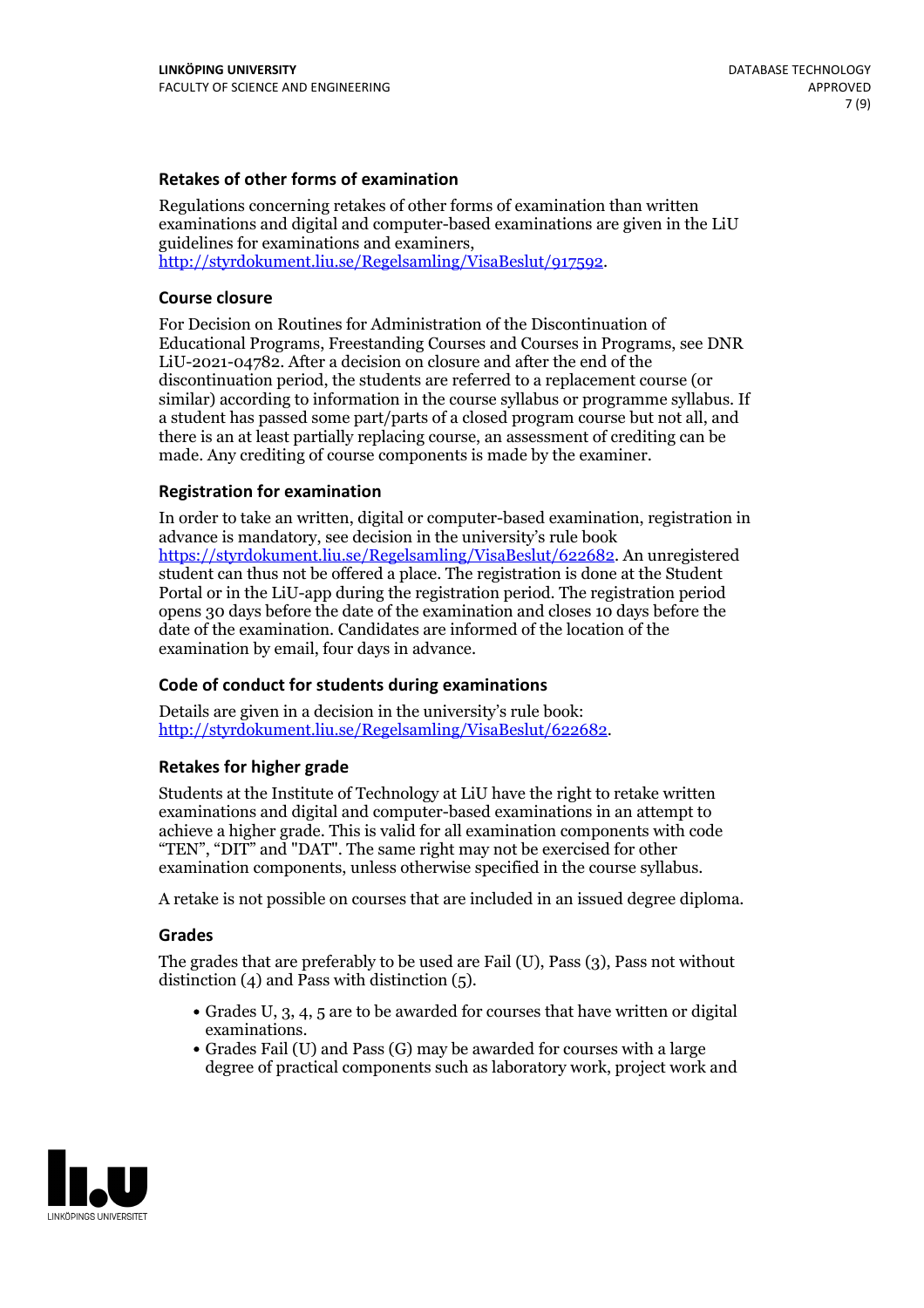### Retakes of other forms of examination

Regulations concerning retakes of other forms of examination than written examinations and digital and computer-based examinations are given in the LiU guidelines for examinations and examiners, http://styrdokument.liu.se/Regelsamling/VisaBeslut/917592.

### Course closure

For Decision on Routines for Administration of the Discontinuation of Educational Programs, Freestanding Courses and Courses in Programs, see DNR LiU-2021-04782. After a decision on closure and after the end of the discontinuation period, the students are referred to a replacement course (or similar) according to information in the course syllabus or programme syllabus. If a student has passed some part/parts of a closed program course but not all, and there is an at least partially replacing course, an assessment of crediting can be made. Any crediting of course components is made by the examiner.

### Registration for examination

In order to take an written, digital or computer-based examination, registration in advance is mandatory, see decision in the university's rule book https://styrdokument.liu.se/Regelsamling/VisaBeslut/622682. An unregistered student can thus not be offered a place. The registration is done at the Student Portal or in the LiU-app during the registration period. The registration period opens 30 days before the date of the examination and closes 10 days before the date of the examination. Candidates are informed of the location of the examination by email, four days in advance.

### Code of conduct for students during examinations

Details are given in a decision in the university's rule book: http://styrdokument.liu.se/Regelsamling/VisaBeslut/622682.

### Retakes for higher grade

Students at the Institute of Technology at LiU have the right to retake written examinations and digital and computer-based examinations in an attempt to achieve a higher grade. This is valid for all examination components with code "TEN", "DIT" and "DAT". The same right may not be exercised for other examination components, unless otherwise specified in the course syllabus.

A retake is not possible on courses that are included in an issued degree diploma.

### Grades

The grades that are preferably to be used are Fail (U), Pass (3), Pass not without distinction (4) and Pass with distinction (5).

- Grades U, 3, 4, 5 are to be awarded for courses that have written or digital examinations.
- Grades Fail (U) and Pass (G) may be awarded for courses with a large degree of practical components such as laboratory work, project work and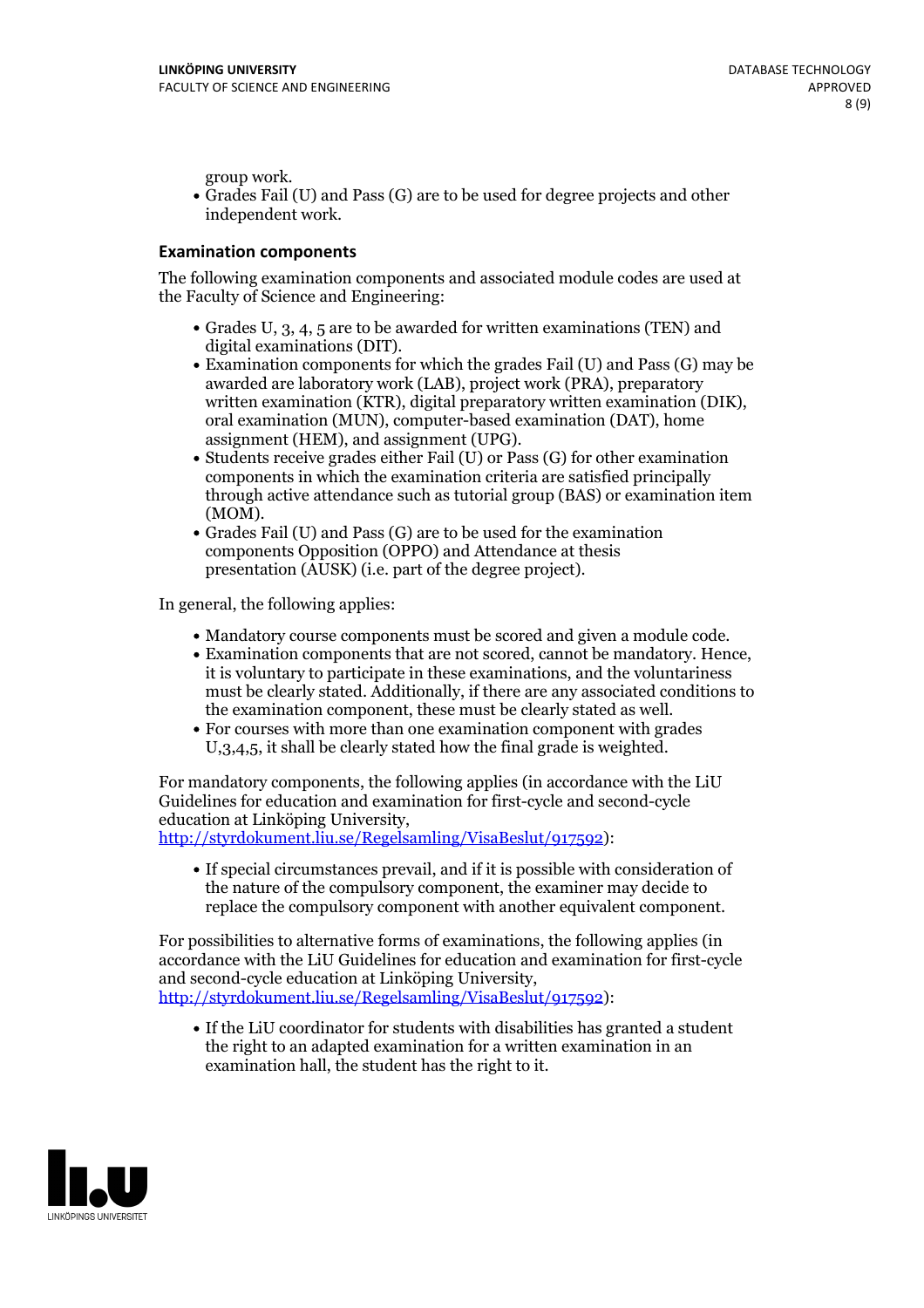group work.

- Grades Fail (U) and Pass (G) are to be used for degree projects and other independent work.

## Examination components

The following examination components and associated module codes are used at the Faculty of Science and Engineering:

- Grades U, 3, 4, 5 are to be awarded for written examinations (TEN) and digital examinations (DIT).
- Examination components for which the grades Fail (U) and Pass (G) may be awarded are laboratory work (LAB), project work (PRA), preparatory written examination (KTR), digital preparatory written examination (DIK), oral examination (MUN), computer-based examination (DAT), home assignment (HEM), and assignment (UPG).
- Students receive grades either Fail (U) or Pass (G) for other examination components in which the examination criteria are satisfied principally through active attendance such as tutorial group (BAS) or examination item (MOM).
- Grades Fail (U) and Pass (G) are to be used for the examination components Opposition (OPPO) and Attendance at thesis presentation (AUSK) (i.e. part of the degree project).

In general, the following applies:

- Mandatory course components must be scored and given a module code.
- Examination components that are not scored, cannot be mandatory. Hence, it is voluntary to participate in these examinations, and the voluntariness must be clearly stated. Additionally, if there are any associated conditions to the examination component, these must be clearly stated as well.
- For courses with more than one examination component with grades U,3,4,5, it shall be clearly stated how the final grade is weighted.

For mandatory components, the following applies (in accordance with the LiU Guidelines for education and examination for first-cycle and second-cycle education at Linköping University, http://styrdokument.liu.se/Regelsamling/VisaBeslut/917592):

- If special circumstances prevail, and if it is possible with consideration of the nature of the compulsory component, the examiner may decide to replace the compulsory component with another equivalent component.

For possibilities to alternative forms of examinations, the following applies (in accordance with the LiU Guidelines for education and examination for first-cycle and second-cycle education at Linköping University, http://styrdokument.liu.se/Regelsamling/VisaBeslut/917592):

- If the LiU coordinator for students with disabilities has granted a student the right to an adapted examination for a written examination in an examination hall, the student has the right to it.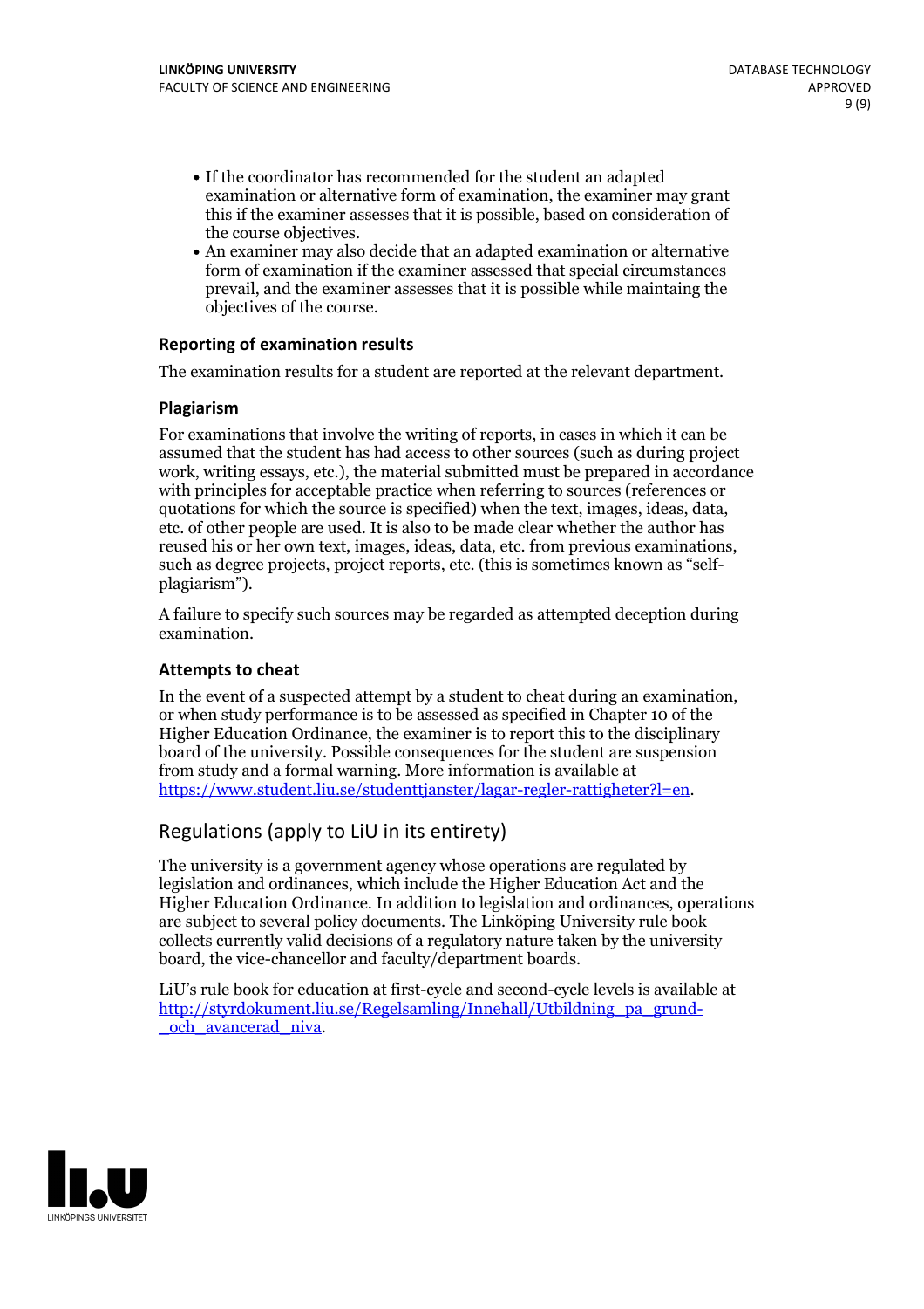- If the coordinator has recommended for the student an adapted examination or alternative form of examination, the examiner may grant this if the examiner assesses that it is possible, based on consideration of the course objectives.
- An examiner may also decide that an adapted examination or alternative form of examination if the examiner assessed that special circumstances prevail, and the examiner assesses that it is possible while maintaing the objectives of the course.

### Reporting of examination results

The examination results for a student are reported at the relevant department.

### Plagiarism

For examinations that involve the writing of reports, in cases in which it can be assumed that the student has had access to other sources (such as during project work, writing essays, etc.), the material submitted must be prepared in accordance with principles for acceptable practice when referring to sources (references or quotations for which the source is specified) when the text, images, ideas, data, etc. of other people are used. It is also to be made clear whether the author has reused his or her own text, images, ideas, data, etc. from previous examinations, such as degree projects, project reports, etc. (this is sometimes known as "self-plagiarism").

A failure to specify such sources may be regarded as attempted deception during examination.

### Attempts to cheat

In the event of a suspected attempt by a student to cheat during an examination, or when study performance is to be assessed as specified in Chapter 10 of the Higher Education Ordinance, the examiner is to report this to the disciplinary board of the university. Possible consequences for the student are suspension from study and a formal warning. More information is available at https://www.student.liu.se/studenttjanster/lagar-regler-rattigheter?l=en.

## Regulations (apply to LiU in its entirety)

The university is a government agency whose operations are regulated by legislation and ordinances, which include the Higher Education Act and the Higher Education Ordinance. In addition to legislation and ordinances, operations are subject to several policy documents. The Linköping University rule book collects currently valid decisions of a regulatory nature taken by the university board, the vice-chancellor and faculty/department boards.

LiU's rule book for education at first-cycle and second-cycle levels is available at http://styrdokument.liu.se/Regelsamling/Innehall/Utbildning_pa_grund-_och_avancerad_niva.